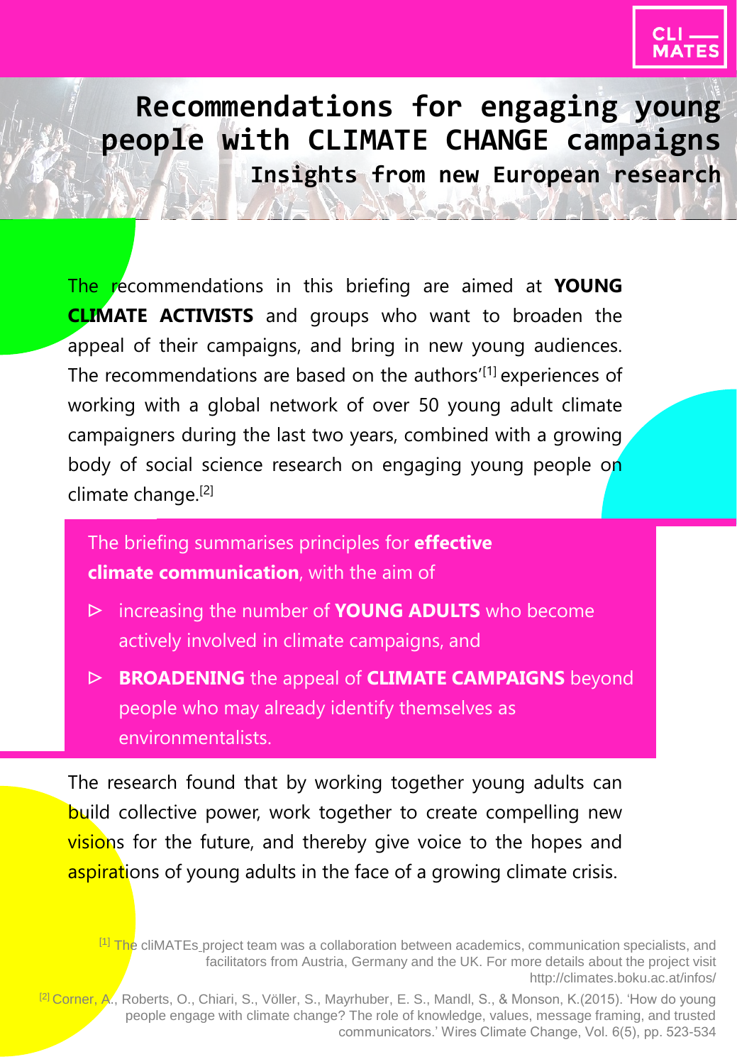CLI — MATES

# Recommendations for engaging young people with CLIMATE CHANGE campaigns

## Insights from new European research

The recommendations in this briefing are aimed at **YOUNG CLIMATE ACTIVISTS** and groups who want to broaden the appeal of their campaigns, and bring in new young audiences. The recommendations are based on the authors'[1] experiences of working with a global network of over 50 young adult climate campaigners during the last two years, combined with a growing body of social science research on engaging young people on climate change.[2]

The briefing summarises principles for **effective climate communication**, with the aim of

- increasing the number of **YOUNG ADULTS** who become actively involved in climate campaigns, and
- **BROADENING** the appeal of **CLIMATE CAMPAIGNS** beyond people who may already identify themselves as environmentalists.

The research found that by working together young adults can build collective power, work together to create compelling new visions for the future, and thereby give voice to the hopes and aspirations of young adults in the face of a growing climate crisis.

[1] The cliMATEs project team was a collaboration between academics, communication specialists, and facilitators from Austria, Germany and the UK. For more details about the project visit http://climates.boku.ac.at/infos/

[2] Corner, A., Roberts, O., Chiari, S., Völler, S., Mayrhuber, E. S., Mandl, S., & Monson, K.(2015). 'How do young people engage with climate change? The role of knowledge, values, message framing, and trusted communicators.' Wires Climate Change, Vol. 6(5), pp. 523-534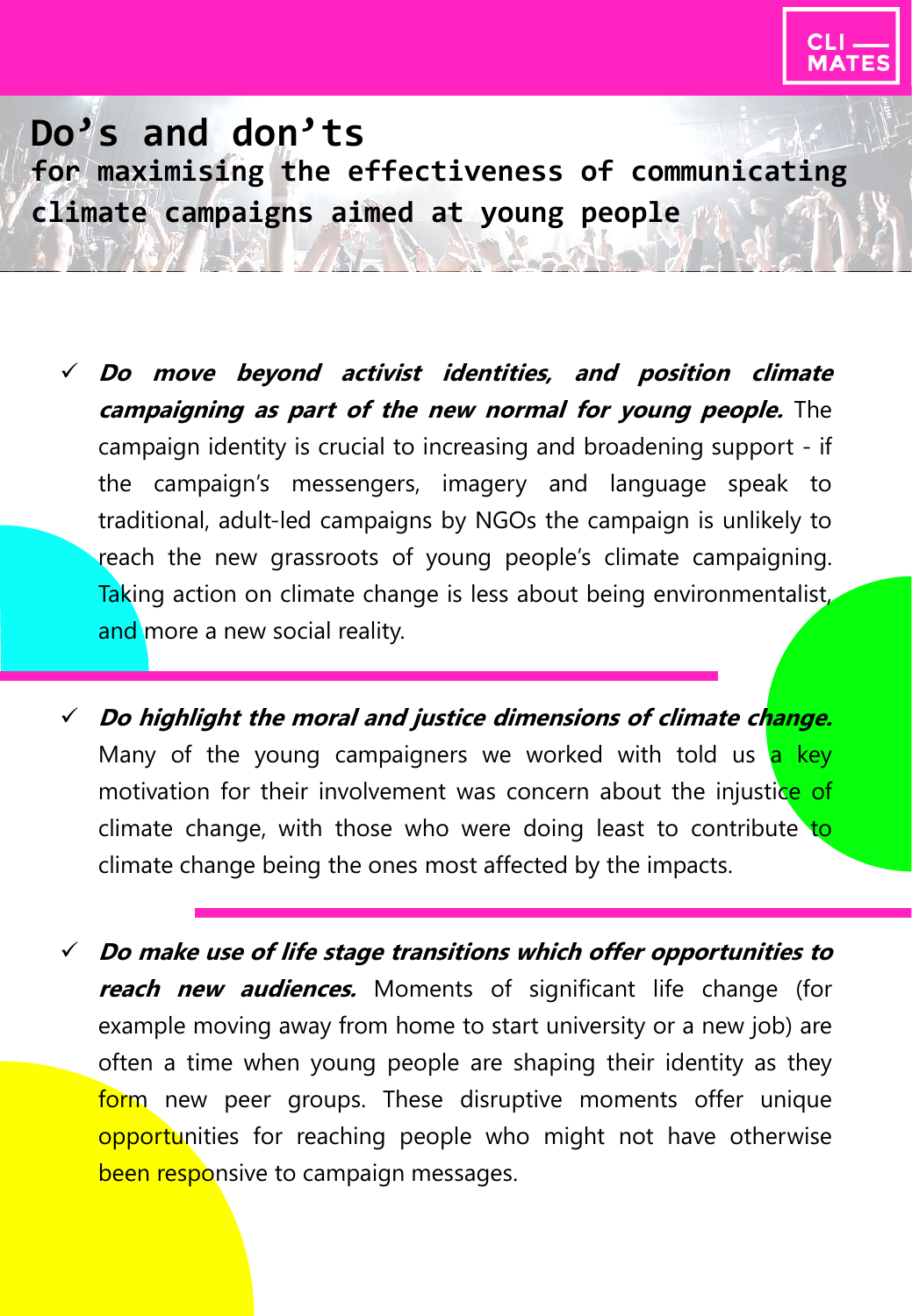# Do's and don'ts

**for maximising the effectiveness of communicating climate campaigns aimed at young people**

- ✓ ***Do move beyond activist identities, and position climate campaigning as part of the new normal for young people.*** The campaign identity is crucial to increasing and broadening support - if the campaign's messengers, imagery and language speak to traditional, adult-led campaigns by NGOs the campaign is unlikely to reach the new grassroots of young people's climate campaigning. Taking action on climate change is less about being environmentalist, and more a new social reality.

- ✓ ***Do highlight the moral and justice dimensions of climate change.*** Many of the young campaigners we worked with told us a key motivation for their involvement was concern about the injustice of climate change, with those who were doing least to contribute to climate change being the ones most affected by the impacts.

- ✓ ***Do make use of life stage transitions which offer opportunities to reach new audiences.*** Moments of significant life change (for example moving away from home to start university or a new job) are often a time when young people are shaping their identity as they form new peer groups. These disruptive moments offer unique opportunities for reaching people who might not have otherwise been responsive to campaign messages.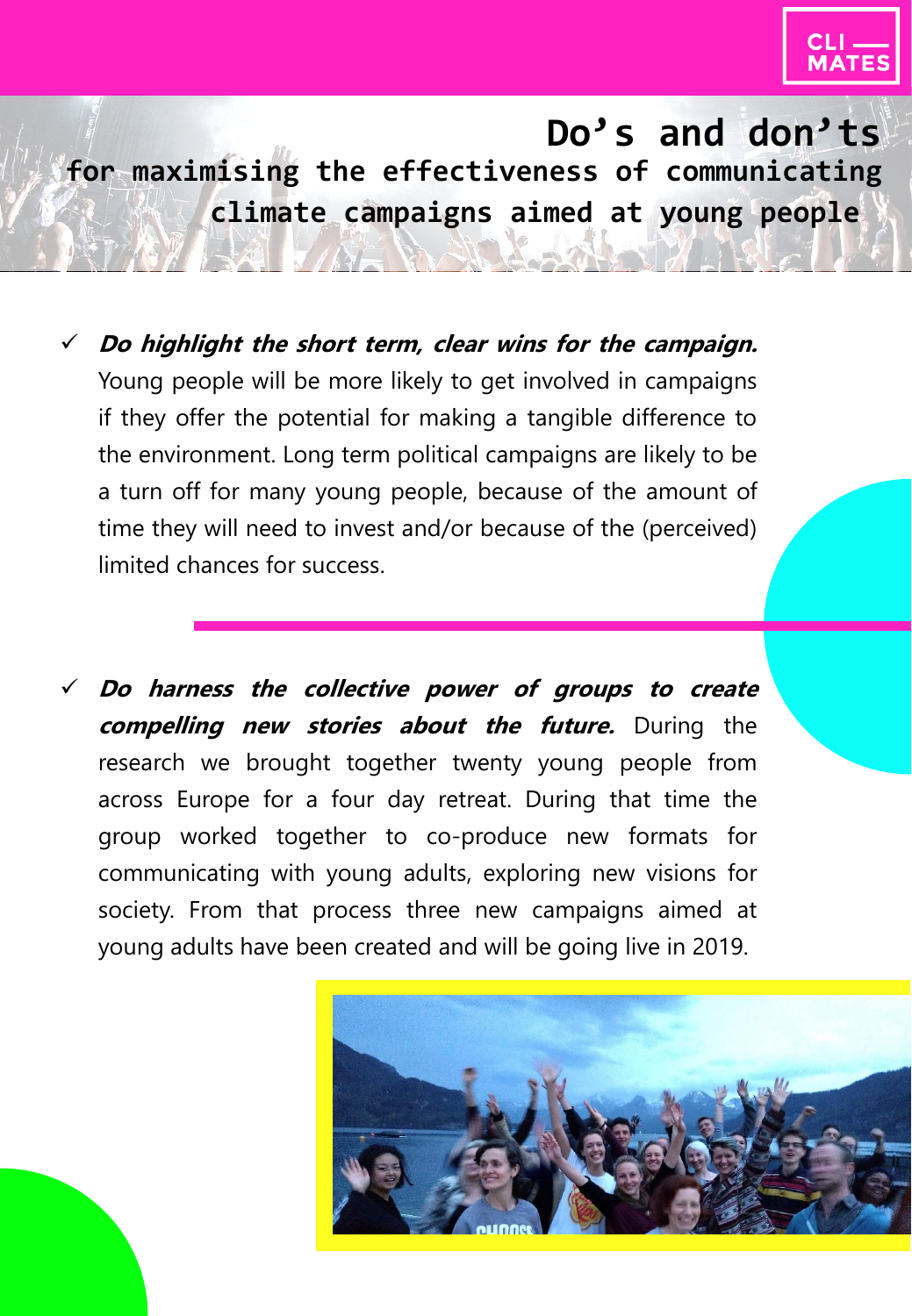# Do's and don'ts

## for maximising the effectiveness of communicating climate campaigns aimed at young people

- ✓ ***Do highlight the short term, clear wins for the campaign.*** Young people will be more likely to get involved in campaigns if they offer the potential for making a tangible difference to the environment. Long term political campaigns are likely to be a turn off for many young people, because of the amount of time they will need to invest and/or because of the (perceived) limited chances for success.

- ✓ ***Do harness the collective power of groups to create compelling new stories about the future.*** During the research we brought together twenty young people from across Europe for a four day retreat. During that time the group worked together to co-produce new formats for communicating with young adults, exploring new visions for society. From that process three new campaigns aimed at young adults have been created and will be going live in 2019.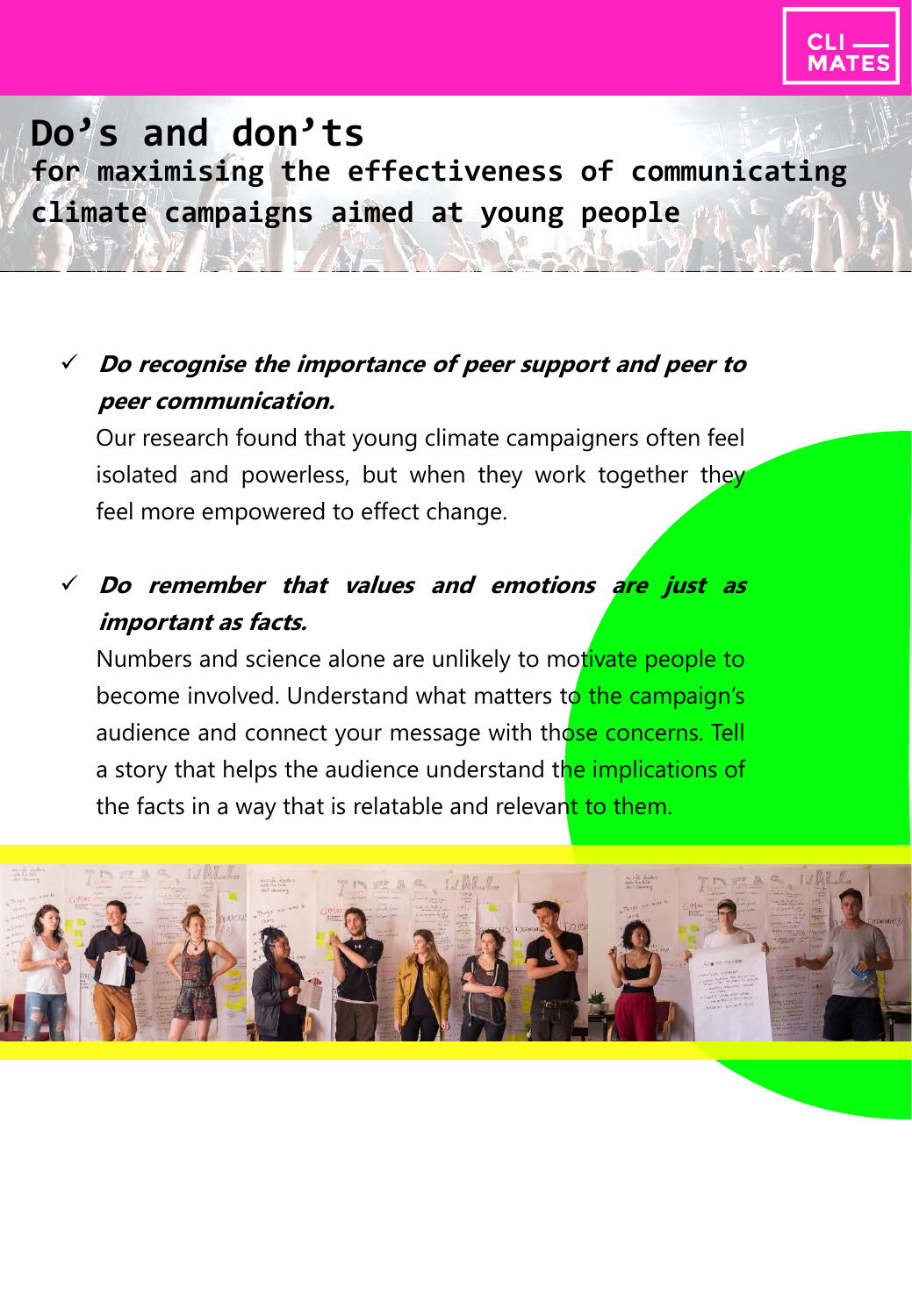# Do's and don'ts

**for maximising the effectiveness of communicating climate campaigns aimed at young people**

- ✓ ***Do recognise the importance of peer support and peer to peer communication.***

  Our research found that young climate campaigners often feel isolated and powerless, but when they work together they feel more empowered to effect change.

- ✓ ***Do remember that values and emotions are just as important as facts.***

  Numbers and science alone are unlikely to motivate people to become involved. Understand what matters to the campaign's audience and connect your message with those concerns. Tell a story that helps the audience understand the implications of the facts in a way that is relatable and relevant to them.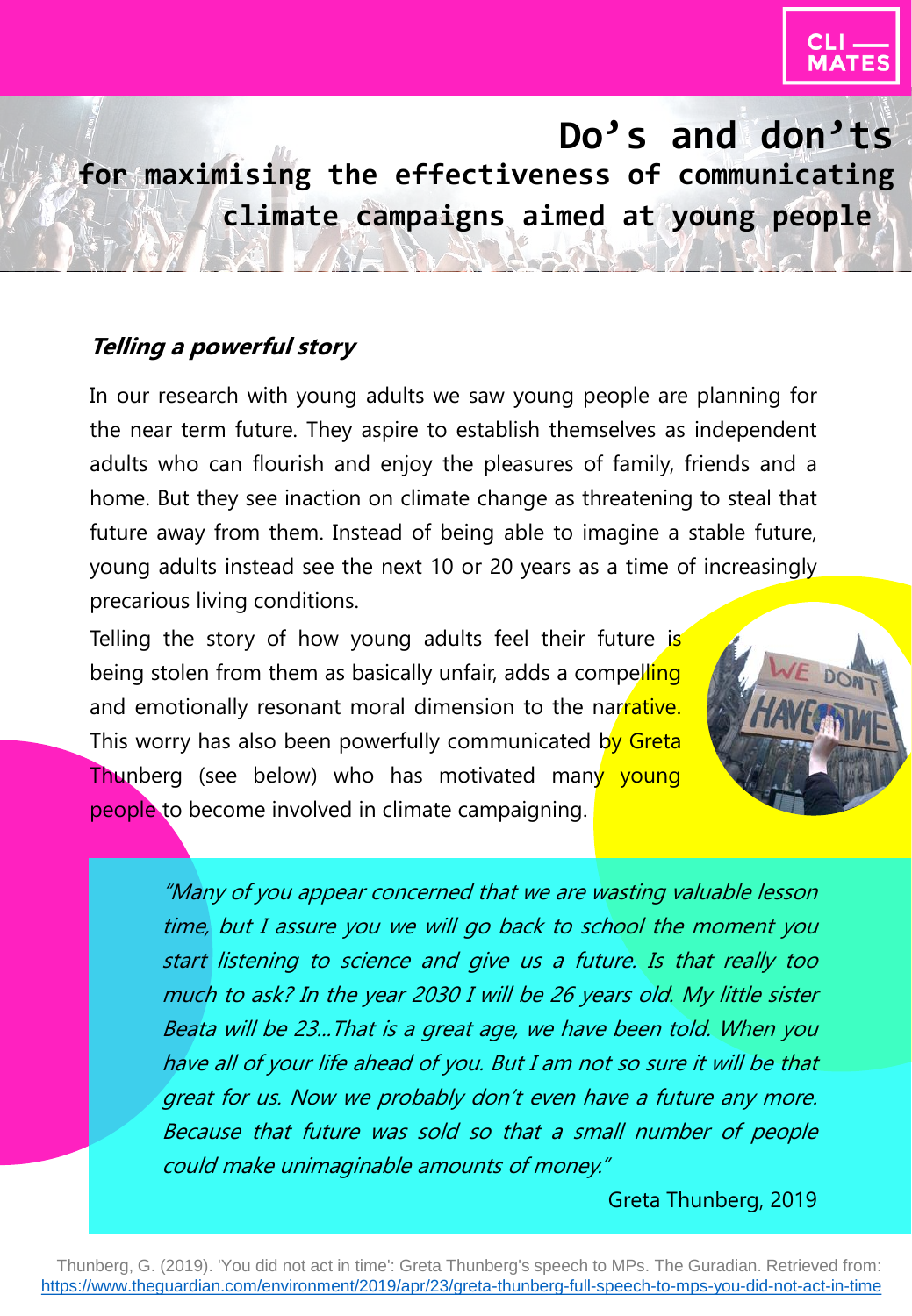# Do's and don'ts

## for maximising the effectiveness of communicating climate campaigns aimed at young people

### *Telling a powerful story*

In our research with young adults we saw young people are planning for the near term future. They aspire to establish themselves as independent adults who can flourish and enjoy the pleasures of family, friends and a home. But they see inaction on climate change as threatening to steal that future away from them. Instead of being able to imagine a stable future, young adults instead see the next 10 or 20 years as a time of increasingly precarious living conditions.

Telling the story of how young adults feel their future is being stolen from them as basically unfair, adds a compelling and emotionally resonant moral dimension to the narrative. This worry has also been powerfully communicated by Greta Thunberg (see below) who has motivated many young people to become involved in climate campaigning.

> *"Many of you appear concerned that we are wasting valuable lesson time, but I assure you we will go back to school the moment you start listening to science and give us a future. Is that really too much to ask? In the year 2030 I will be 26 years old. My little sister Beata will be 23...That is a great age, we have been told. When you have all of your life ahead of you. But I am not so sure it will be that great for us. Now we probably don't even have a future any more. Because that future was sold so that a small number of people could make unimaginable amounts of money."*
>
> Greta Thunberg, 2019

Thunberg, G. (2019). 'You did not act in time': Greta Thunberg's speech to MPs. The Guradian. Retrieved from: https://www.theguardian.com/environment/2019/apr/23/greta-thunberg-full-speech-to-mps-you-did-not-act-in-time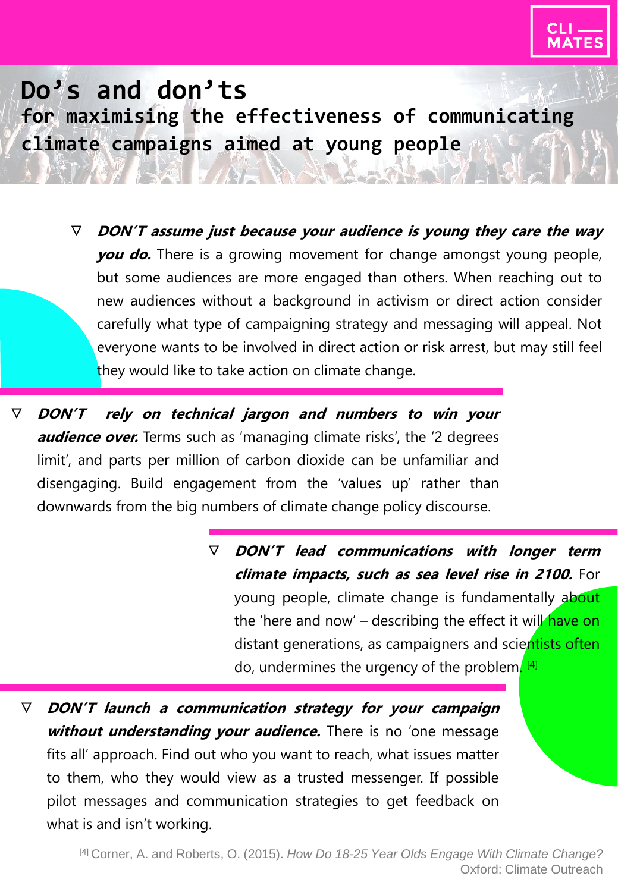# Do's and don'ts

## for maximising the effectiveness of communicating climate campaigns aimed at young people

- ***DON'T assume just because your audience is young they care the way you do.*** There is a growing movement for change amongst young people, but some audiences are more engaged than others. When reaching out to new audiences without a background in activism or direct action consider carefully what type of campaigning strategy and messaging will appeal. Not everyone wants to be involved in direct action or risk arrest, but may still feel they would like to take action on climate change.

- ***DON'T rely on technical jargon and numbers to win your audience over.*** Terms such as 'managing climate risks', the '2 degrees limit', and parts per million of carbon dioxide can be unfamiliar and disengaging. Build engagement from the 'values up' rather than downwards from the big numbers of climate change policy discourse.

- ***DON'T lead communications with longer term climate impacts, such as sea level rise in 2100.*** For young people, climate change is fundamentally about the 'here and now' – describing the effect it will have on distant generations, as campaigners and scientists often do, undermines the urgency of the problem. [4]

- ***DON'T launch a communication strategy for your campaign without understanding your audience.*** There is no 'one message fits all' approach. Find out who you want to reach, what issues matter to them, who they would view as a trusted messenger. If possible pilot messages and communication strategies to get feedback on what is and isn't working.

[4] Corner, A. and Roberts, O. (2015). *How Do 18-25 Year Olds Engage With Climate Change?* Oxford: Climate Outreach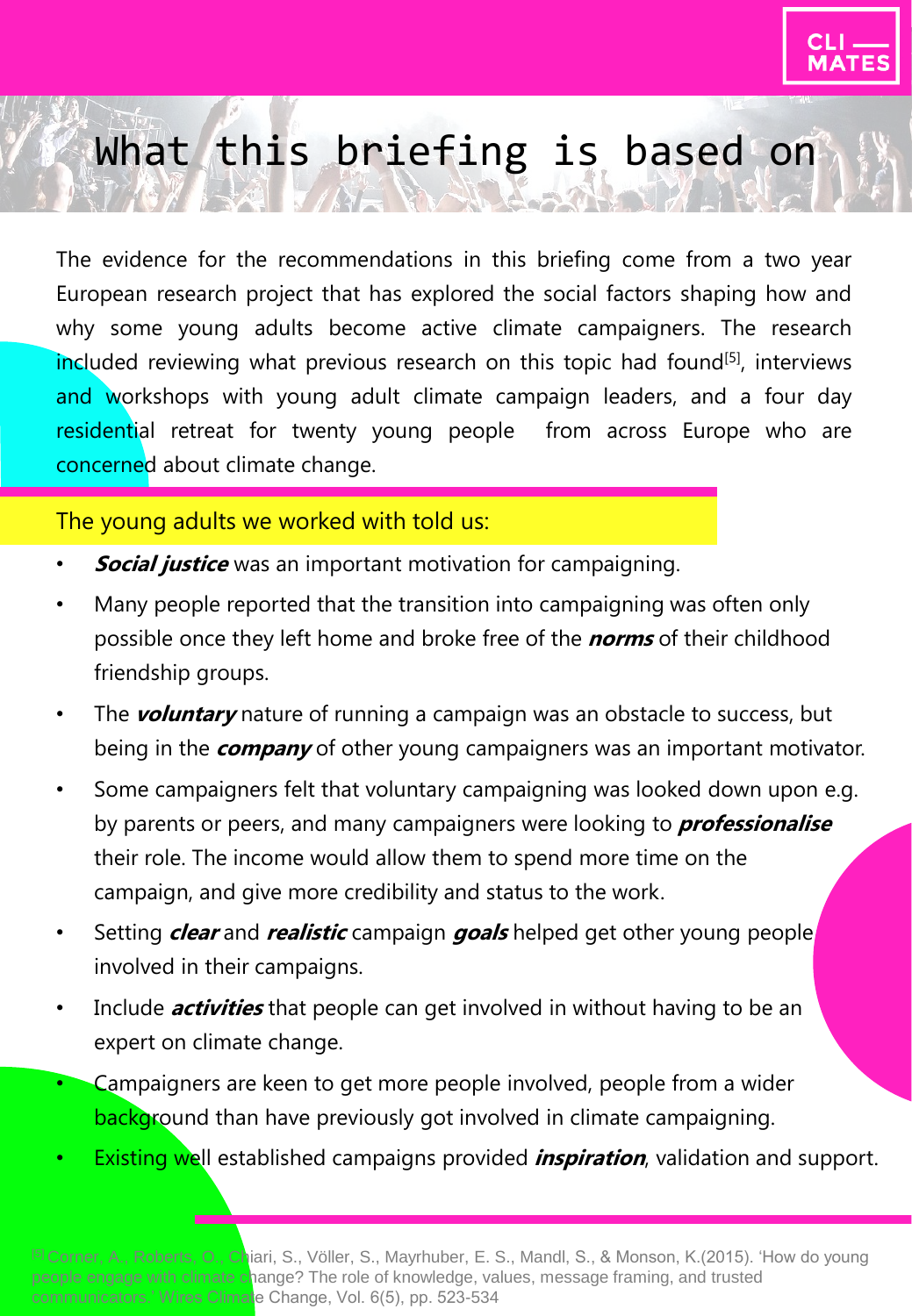# What this briefing is based on

The evidence for the recommendations in this briefing come from a two year European research project that has explored the social factors shaping how and why some young adults become active climate campaigners. The research included reviewing what previous research on this topic had found[5], interviews and workshops with young adult climate campaign leaders, and a four day residential retreat for twenty young people from across Europe who are concerned about climate change.

## The young adults we worked with told us:

- ***Social justice*** was an important motivation for campaigning.
- Many people reported that the transition into campaigning was often only possible once they left home and broke free of the ***norms*** of their childhood friendship groups.
- The ***voluntary*** nature of running a campaign was an obstacle to success, but being in the ***company*** of other young campaigners was an important motivator.
- Some campaigners felt that voluntary campaigning was looked down upon e.g. by parents or peers, and many campaigners were looking to ***professionalise*** their role. The income would allow them to spend more time on the campaign, and give more credibility and status to the work.
- Setting ***clear*** and ***realistic*** campaign ***goals*** helped get other young people involved in their campaigns.
- Include ***activities*** that people can get involved in without having to be an expert on climate change.
- Campaigners are keen to get more people involved, people from a wider background than have previously got involved in climate campaigning.
- Existing well established campaigns provided ***inspiration***, validation and support.

[5] Corner, A., Roberts, O., Chiari, S., Völler, S., Mayrhuber, E. S., Mandl, S., & Monson, K.(2015). 'How do young people engage with climate change? The role of knowledge, values, message framing, and trusted communicators.' Wires Climate Change, Vol. 6(5), pp. 523-534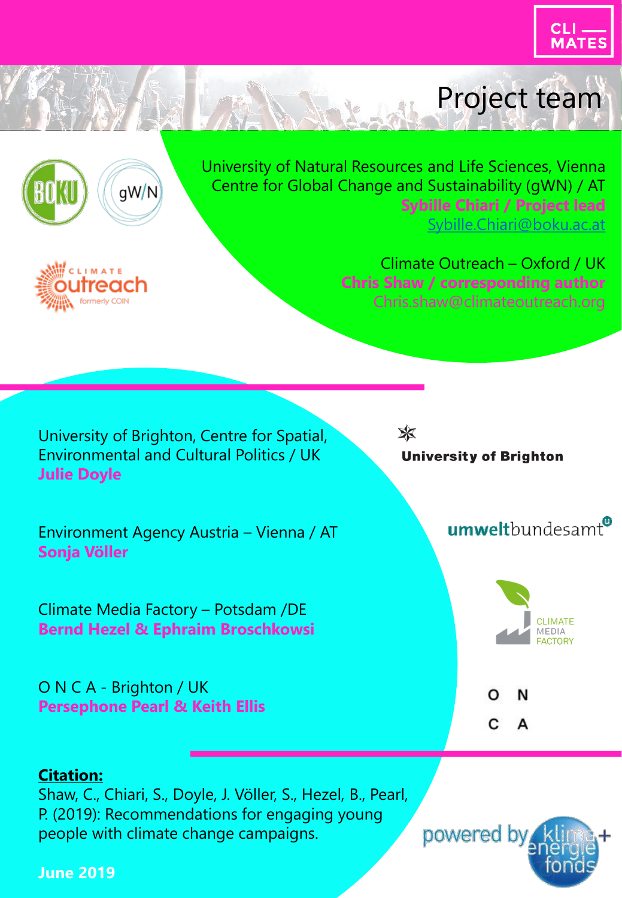# Project team

University of Natural Resources and Life Sciences, Vienna
Centre for Global Change and Sustainability (gWN) / AT
**Sybille Chiari / Project lead**
Sybille.Chiari@boku.ac.at

Climate Outreach – Oxford / UK
**Chris Shaw / corresponding author**
Chris.shaw@climateoutreach.org

University of Brighton, Centre for Spatial, Environmental and Cultural Politics / UK
**Julie Doyle**

Environment Agency Austria – Vienna / AT
**Sonja Völler**

Climate Media Factory – Potsdam /DE
**Bernd Hezel & Ephraim Broschkowsi**

O N C A - Brighton / UK
**Persephone Pearl & Keith Ellis**

**Citation:**
Shaw, C., Chiari, S., Doyle, J. Völler, S., Hezel, B., Pearl, P. (2019): Recommendations for engaging young people with climate change campaigns.

**June 2019**

powered by klima+ energie fonds